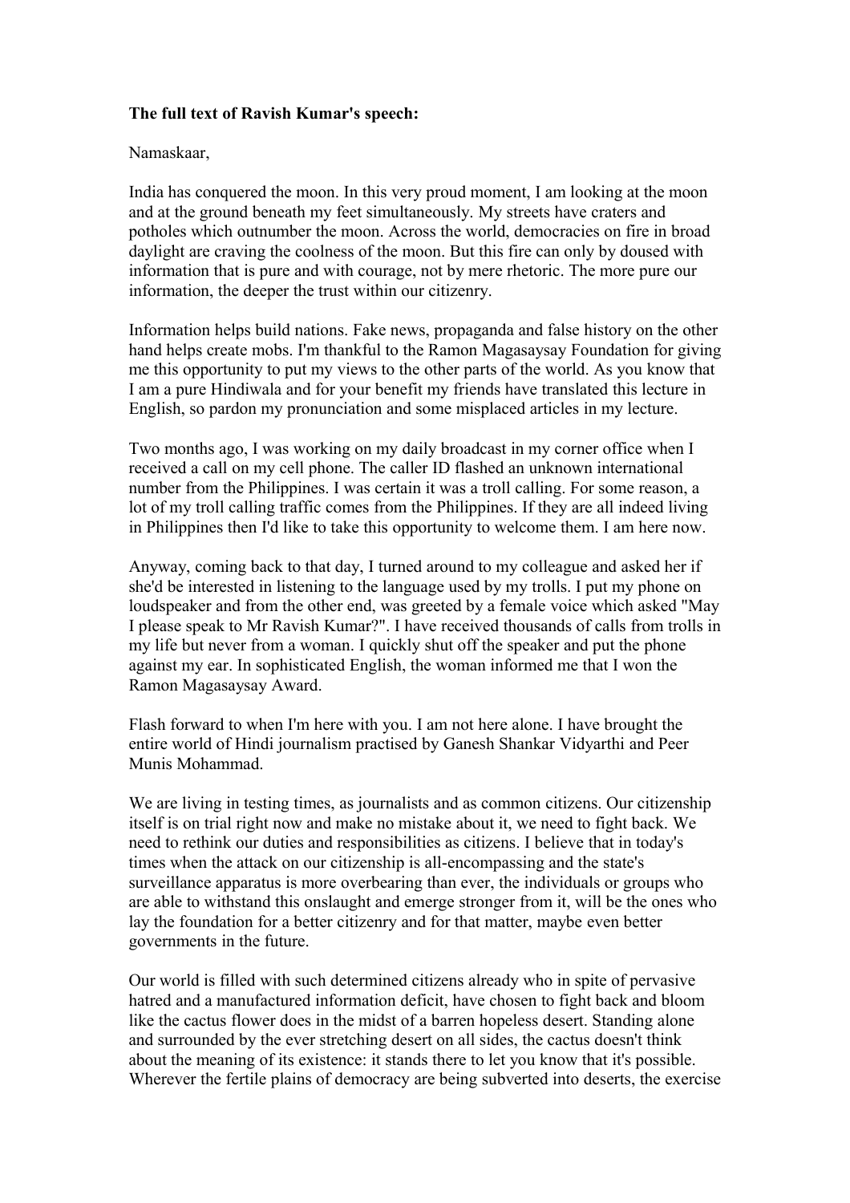**The full text of Ravish Kumar's speech:**

Namaskaar,

India has conquered the moon. In this very proud moment, I am looking at the moon and at the ground beneath my feet simultaneously. My streets have craters and potholes which outnumber the moon. Across the world, democracies on fire in broad daylight are craving the coolness of the moon. But this fire can only by doused with information that is pure and with courage, not by mere rhetoric. The more pure our information, the deeper the trust within our citizenry.

Information helps build nations. Fake news, propaganda and false history on the other hand helps create mobs. I'm thankful to the Ramon Magasaysay Foundation for giving me this opportunity to put my views to the other parts of the world. As you know that I am a pure Hindiwala and for your benefit my friends have translated this lecture in English, so pardon my pronunciation and some misplaced articles in my lecture.

Two months ago, I was working on my daily broadcast in my corner office when I received a call on my cell phone. The caller ID flashed an unknown international number from the Philippines. I was certain it was a troll calling. For some reason, a lot of my troll calling traffic comes from the Philippines. If they are all indeed living in Philippines then I'd like to take this opportunity to welcome them. I am here now.

Anyway, coming back to that day, I turned around to my colleague and asked her if she'd be interested in listening to the language used by my trolls. I put my phone on loudspeaker and from the other end, was greeted by a female voice which asked "May I please speak to Mr Ravish Kumar?". I have received thousands of calls from trolls in my life but never from a woman. I quickly shut off the speaker and put the phone against my ear. In sophisticated English, the woman informed me that I won the Ramon Magasaysay Award.

Flash forward to when I'm here with you. I am not here alone. I have brought the entire world of Hindi journalism practised by Ganesh Shankar Vidyarthi and Peer Munis Mohammad.

We are living in testing times, as journalists and as common citizens. Our citizenship itself is on trial right now and make no mistake about it, we need to fight back. We need to rethink our duties and responsibilities as citizens. I believe that in today's times when the attack on our citizenship is all-encompassing and the state's surveillance apparatus is more overbearing than ever, the individuals or groups who are able to withstand this onslaught and emerge stronger from it, will be the ones who lay the foundation for a better citizenry and for that matter, maybe even better governments in the future.

Our world is filled with such determined citizens already who in spite of pervasive hatred and a manufactured information deficit, have chosen to fight back and bloom like the cactus flower does in the midst of a barren hopeless desert. Standing alone and surrounded by the ever stretching desert on all sides, the cactus doesn't think about the meaning of its existence: it stands there to let you know that it's possible. Wherever the fertile plains of democracy are being subverted into deserts, the exercise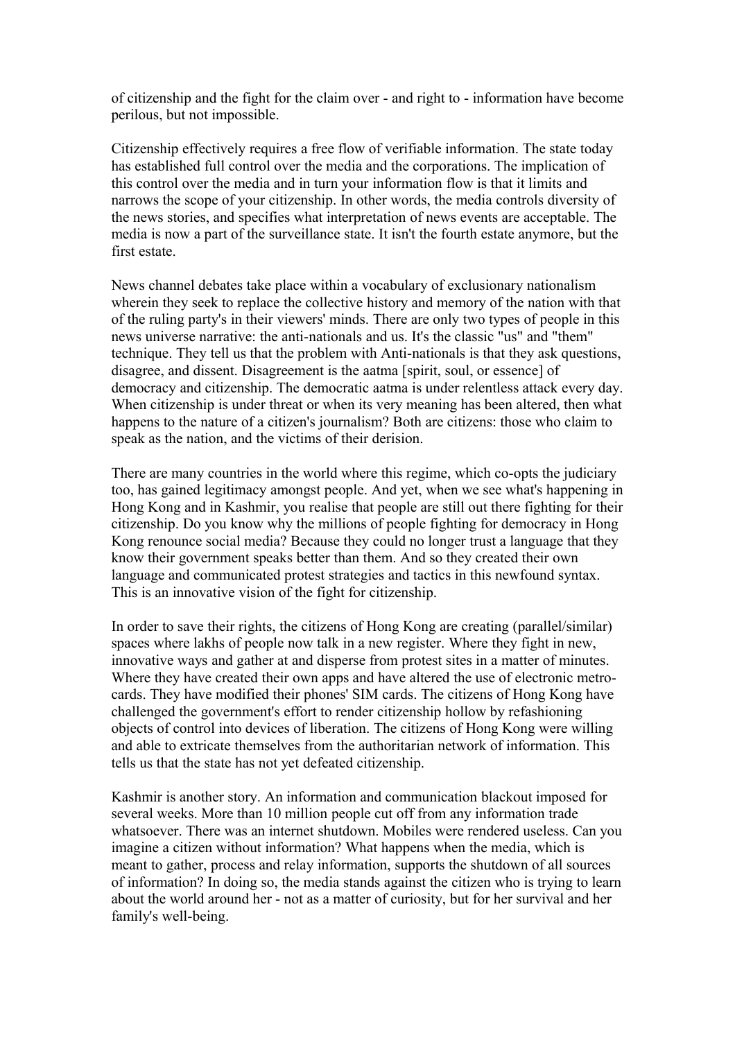of citizenship and the fight for the claim over - and right to - information have become perilous, but not impossible.

Citizenship effectively requires a free flow of verifiable information. The state today has established full control over the media and the corporations. The implication of this control over the media and in turn your information flow is that it limits and narrows the scope of your citizenship. In other words, the media controls diversity of the news stories, and specifies what interpretation of news events are acceptable. The media is now a part of the surveillance state. It isn't the fourth estate anymore, but the first estate.

News channel debates take place within a vocabulary of exclusionary nationalism wherein they seek to replace the collective history and memory of the nation with that of the ruling party's in their viewers' minds. There are only two types of people in this news universe narrative: the anti-nationals and us. It's the classic "us" and "them" technique. They tell us that the problem with Anti-nationals is that they ask questions, disagree, and dissent. Disagreement is the aatma [spirit, soul, or essence] of democracy and citizenship. The democratic aatma is under relentless attack every day. When citizenship is under threat or when its very meaning has been altered, then what happens to the nature of a citizen's journalism? Both are citizens: those who claim to speak as the nation, and the victims of their derision.

There are many countries in the world where this regime, which co-opts the judiciary too, has gained legitimacy amongst people. And yet, when we see what's happening in Hong Kong and in Kashmir, you realise that people are still out there fighting for their citizenship. Do you know why the millions of people fighting for democracy in Hong Kong renounce social media? Because they could no longer trust a language that they know their government speaks better than them. And so they created their own language and communicated protest strategies and tactics in this newfound syntax. This is an innovative vision of the fight for citizenship.

In order to save their rights, the citizens of Hong Kong are creating (parallel/similar) spaces where lakhs of people now talk in a new register. Where they fight in new, innovative ways and gather at and disperse from protest sites in a matter of minutes. Where they have created their own apps and have altered the use of electronic metro-cards. They have modified their phones' SIM cards. The citizens of Hong Kong have challenged the government's effort to render citizenship hollow by refashioning objects of control into devices of liberation. The citizens of Hong Kong were willing and able to extricate themselves from the authoritarian network of information. This tells us that the state has not yet defeated citizenship.

Kashmir is another story. An information and communication blackout imposed for several weeks. More than 10 million people cut off from any information trade whatsoever. There was an internet shutdown. Mobiles were rendered useless. Can you imagine a citizen without information? What happens when the media, which is meant to gather, process and relay information, supports the shutdown of all sources of information? In doing so, the media stands against the citizen who is trying to learn about the world around her - not as a matter of curiosity, but for her survival and her family's well-being.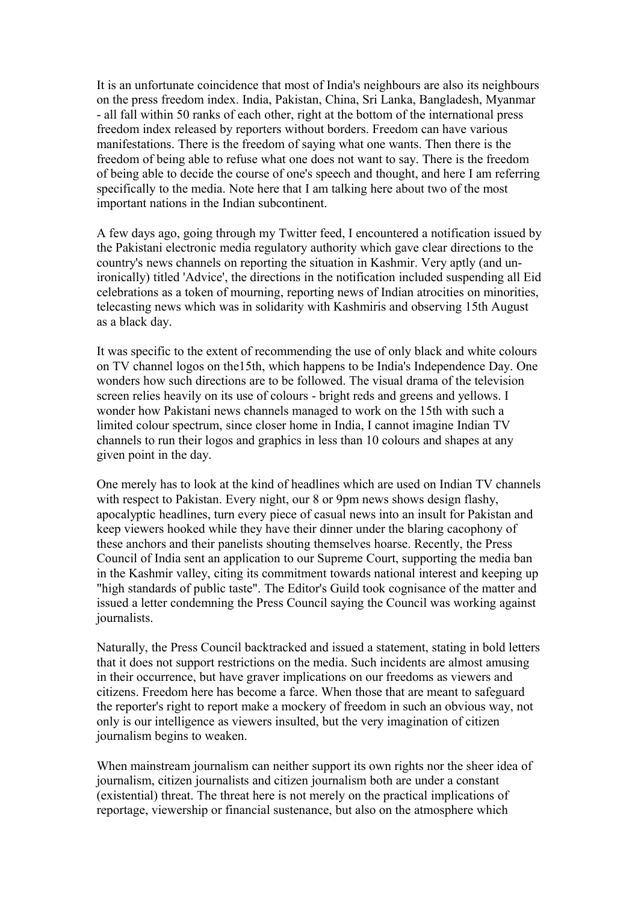It is an unfortunate coincidence that most of India's neighbours are also its neighbours on the press freedom index. India, Pakistan, China, Sri Lanka, Bangladesh, Myanmar - all fall within 50 ranks of each other, right at the bottom of the international press freedom index released by reporters without borders. Freedom can have various manifestations. There is the freedom of saying what one wants. Then there is the freedom of being able to refuse what one does not want to say. There is the freedom of being able to decide the course of one's speech and thought, and here I am referring specifically to the media. Note here that I am talking here about two of the most important nations in the Indian subcontinent.

A few days ago, going through my Twitter feed, I encountered a notification issued by the Pakistani electronic media regulatory authority which gave clear directions to the country's news channels on reporting the situation in Kashmir. Very aptly (and un-ironically) titled 'Advice', the directions in the notification included suspending all Eid celebrations as a token of mourning, reporting news of Indian atrocities on minorities, telecasting news which was in solidarity with Kashmiris and observing 15th August as a black day.

It was specific to the extent of recommending the use of only black and white colours on TV channel logos on the15th, which happens to be India's Independence Day. One wonders how such directions are to be followed. The visual drama of the television screen relies heavily on its use of colours - bright reds and greens and yellows. I wonder how Pakistani news channels managed to work on the 15th with such a limited colour spectrum, since closer home in India, I cannot imagine Indian TV channels to run their logos and graphics in less than 10 colours and shapes at any given point in the day.

One merely has to look at the kind of headlines which are used on Indian TV channels with respect to Pakistan. Every night, our 8 or 9pm news shows design flashy, apocalyptic headlines, turn every piece of casual news into an insult for Pakistan and keep viewers hooked while they have their dinner under the blaring cacophony of these anchors and their panelists shouting themselves hoarse. Recently, the Press Council of India sent an application to our Supreme Court, supporting the media ban in the Kashmir valley, citing its commitment towards national interest and keeping up "high standards of public taste". The Editor's Guild took cognisance of the matter and issued a letter condemning the Press Council saying the Council was working against journalists.

Naturally, the Press Council backtracked and issued a statement, stating in bold letters that it does not support restrictions on the media. Such incidents are almost amusing in their occurrence, but have graver implications on our freedoms as viewers and citizens. Freedom here has become a farce. When those that are meant to safeguard the reporter's right to report make a mockery of freedom in such an obvious way, not only is our intelligence as viewers insulted, but the very imagination of citizen journalism begins to weaken.

When mainstream journalism can neither support its own rights nor the sheer idea of journalism, citizen journalists and citizen journalism both are under a constant (existential) threat. The threat here is not merely on the practical implications of reportage, viewership or financial sustenance, but also on the atmosphere which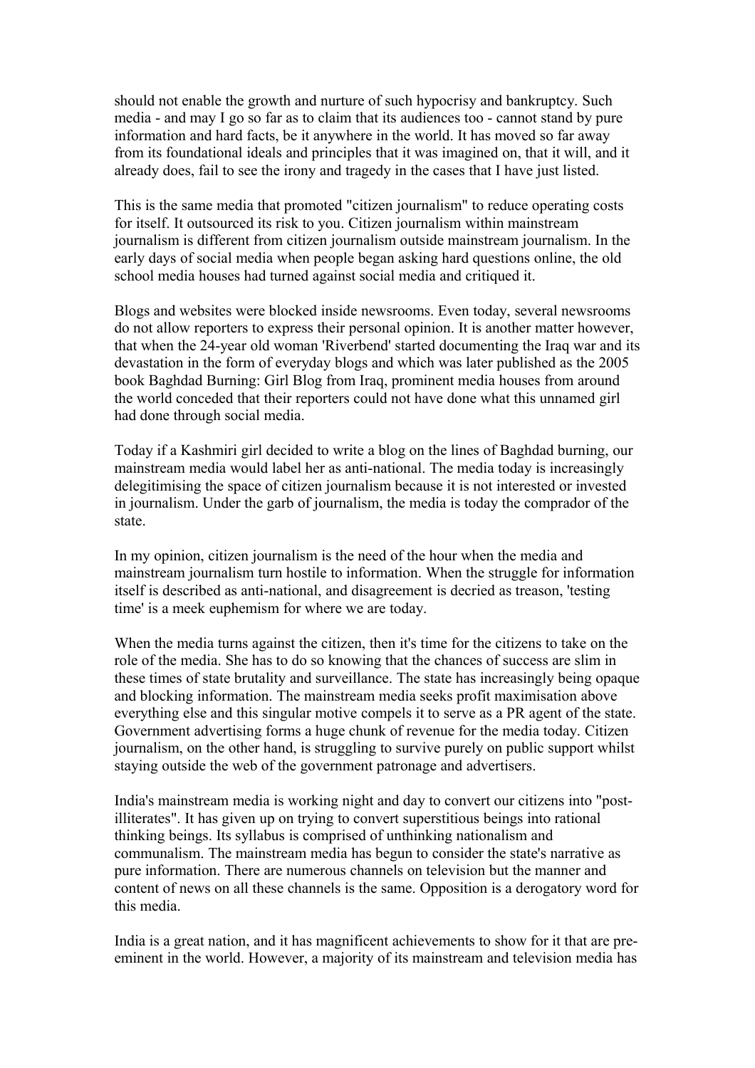should not enable the growth and nurture of such hypocrisy and bankruptcy. Such media - and may I go so far as to claim that its audiences too - cannot stand by pure information and hard facts, be it anywhere in the world. It has moved so far away from its foundational ideals and principles that it was imagined on, that it will, and it already does, fail to see the irony and tragedy in the cases that I have just listed.

This is the same media that promoted "citizen journalism" to reduce operating costs for itself. It outsourced its risk to you. Citizen journalism within mainstream journalism is different from citizen journalism outside mainstream journalism. In the early days of social media when people began asking hard questions online, the old school media houses had turned against social media and critiqued it.

Blogs and websites were blocked inside newsrooms. Even today, several newsrooms do not allow reporters to express their personal opinion. It is another matter however, that when the 24-year old woman 'Riverbend' started documenting the Iraq war and its devastation in the form of everyday blogs and which was later published as the 2005 book Baghdad Burning: Girl Blog from Iraq, prominent media houses from around the world conceded that their reporters could not have done what this unnamed girl had done through social media.

Today if a Kashmiri girl decided to write a blog on the lines of Baghdad burning, our mainstream media would label her as anti-national. The media today is increasingly delegitimising the space of citizen journalism because it is not interested or invested in journalism. Under the garb of journalism, the media is today the comprador of the state.

In my opinion, citizen journalism is the need of the hour when the media and mainstream journalism turn hostile to information. When the struggle for information itself is described as anti-national, and disagreement is decried as treason, 'testing time' is a meek euphemism for where we are today.

When the media turns against the citizen, then it's time for the citizens to take on the role of the media. She has to do so knowing that the chances of success are slim in these times of state brutality and surveillance. The state has increasingly being opaque and blocking information. The mainstream media seeks profit maximisation above everything else and this singular motive compels it to serve as a PR agent of the state. Government advertising forms a huge chunk of revenue for the media today. Citizen journalism, on the other hand, is struggling to survive purely on public support whilst staying outside the web of the government patronage and advertisers.

India's mainstream media is working night and day to convert our citizens into "post-illiterates". It has given up on trying to convert superstitious beings into rational thinking beings. Its syllabus is comprised of unthinking nationalism and communalism. The mainstream media has begun to consider the state's narrative as pure information. There are numerous channels on television but the manner and content of news on all these channels is the same. Opposition is a derogatory word for this media.

India is a great nation, and it has magnificent achievements to show for it that are pre-eminent in the world. However, a majority of its mainstream and television media has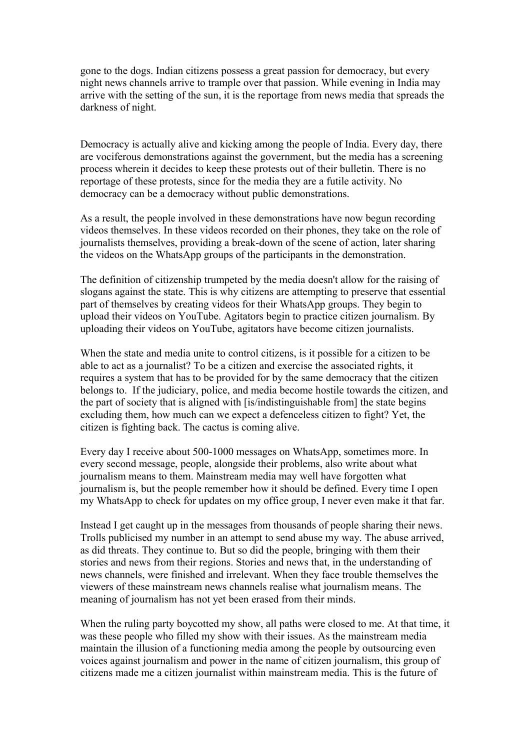gone to the dogs. Indian citizens possess a great passion for democracy, but every night news channels arrive to trample over that passion. While evening in India may arrive with the setting of the sun, it is the reportage from news media that spreads the darkness of night.

Democracy is actually alive and kicking among the people of India. Every day, there are vociferous demonstrations against the government, but the media has a screening process wherein it decides to keep these protests out of their bulletin. There is no reportage of these protests, since for the media they are a futile activity. No democracy can be a democracy without public demonstrations.

As a result, the people involved in these demonstrations have now begun recording videos themselves. In these videos recorded on their phones, they take on the role of journalists themselves, providing a break-down of the scene of action, later sharing the videos on the WhatsApp groups of the participants in the demonstration.

The definition of citizenship trumpeted by the media doesn't allow for the raising of slogans against the state. This is why citizens are attempting to preserve that essential part of themselves by creating videos for their WhatsApp groups. They begin to upload their videos on YouTube. Agitators begin to practice citizen journalism. By uploading their videos on YouTube, agitators have become citizen journalists.

When the state and media unite to control citizens, is it possible for a citizen to be able to act as a journalist? To be a citizen and exercise the associated rights, it requires a system that has to be provided for by the same democracy that the citizen belongs to. If the judiciary, police, and media become hostile towards the citizen, and the part of society that is aligned with [is/indistinguishable from] the state begins excluding them, how much can we expect a defenceless citizen to fight? Yet, the citizen is fighting back. The cactus is coming alive.

Every day I receive about 500-1000 messages on WhatsApp, sometimes more. In every second message, people, alongside their problems, also write about what journalism means to them. Mainstream media may well have forgotten what journalism is, but the people remember how it should be defined. Every time I open my WhatsApp to check for updates on my office group, I never even make it that far.

Instead I get caught up in the messages from thousands of people sharing their news. Trolls publicised my number in an attempt to send abuse my way. The abuse arrived, as did threats. They continue to. But so did the people, bringing with them their stories and news from their regions. Stories and news that, in the understanding of news channels, were finished and irrelevant. When they face trouble themselves the viewers of these mainstream news channels realise what journalism means. The meaning of journalism has not yet been erased from their minds.

When the ruling party boycotted my show, all paths were closed to me. At that time, it was these people who filled my show with their issues. As the mainstream media maintain the illusion of a functioning media among the people by outsourcing even voices against journalism and power in the name of citizen journalism, this group of citizens made me a citizen journalist within mainstream media. This is the future of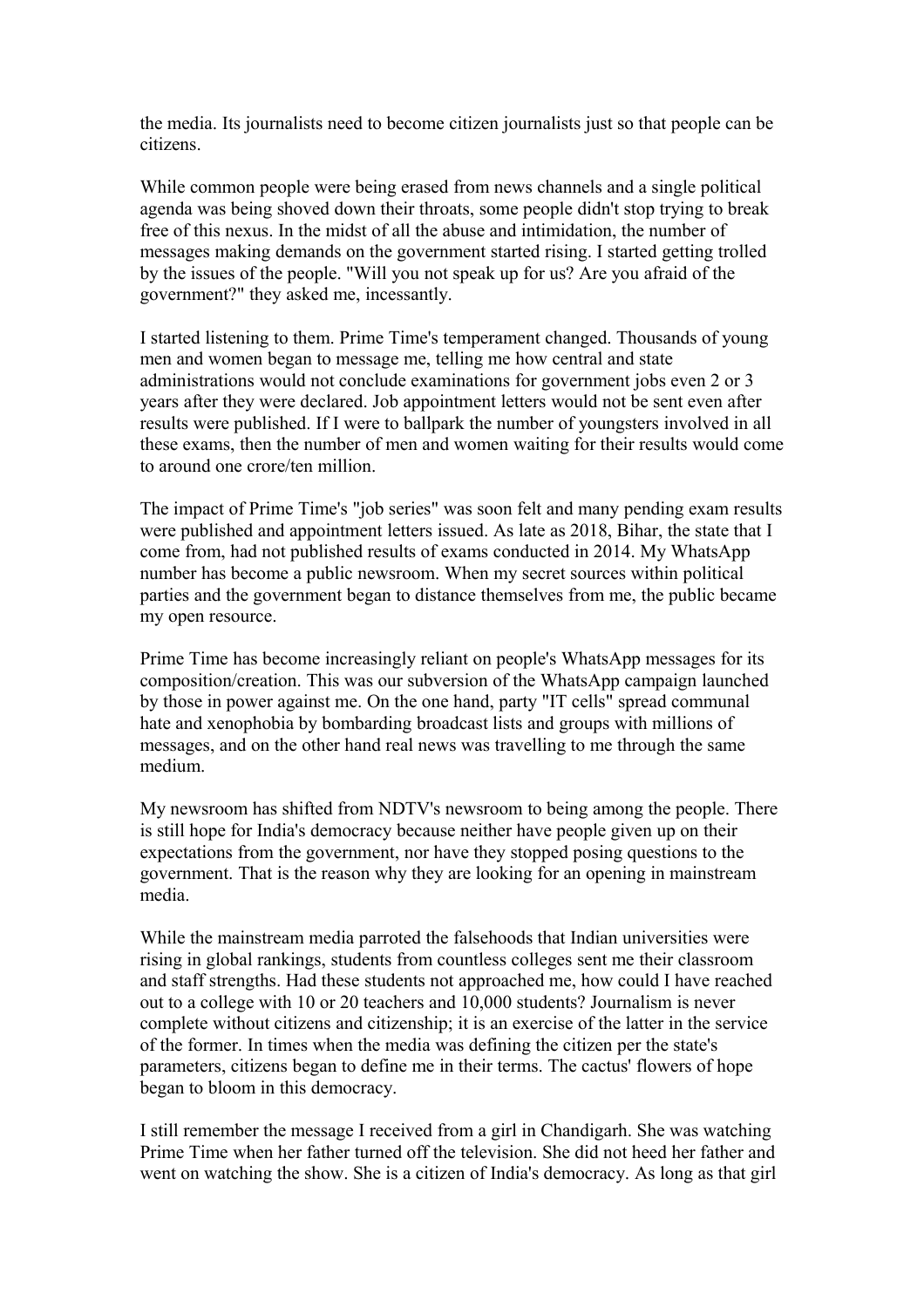the media. Its journalists need to become citizen journalists just so that people can be citizens.

While common people were being erased from news channels and a single political agenda was being shoved down their throats, some people didn't stop trying to break free of this nexus. In the midst of all the abuse and intimidation, the number of messages making demands on the government started rising. I started getting trolled by the issues of the people. "Will you not speak up for us? Are you afraid of the government?" they asked me, incessantly.

I started listening to them. Prime Time's temperament changed. Thousands of young men and women began to message me, telling me how central and state administrations would not conclude examinations for government jobs even 2 or 3 years after they were declared. Job appointment letters would not be sent even after results were published. If I were to ballpark the number of youngsters involved in all these exams, then the number of men and women waiting for their results would come to around one crore/ten million.

The impact of Prime Time's "job series" was soon felt and many pending exam results were published and appointment letters issued. As late as 2018, Bihar, the state that I come from, had not published results of exams conducted in 2014. My WhatsApp number has become a public newsroom. When my secret sources within political parties and the government began to distance themselves from me, the public became my open resource.

Prime Time has become increasingly reliant on people's WhatsApp messages for its composition/creation. This was our subversion of the WhatsApp campaign launched by those in power against me. On the one hand, party "IT cells" spread communal hate and xenophobia by bombarding broadcast lists and groups with millions of messages, and on the other hand real news was travelling to me through the same medium.

My newsroom has shifted from NDTV's newsroom to being among the people. There is still hope for India's democracy because neither have people given up on their expectations from the government, nor have they stopped posing questions to the government. That is the reason why they are looking for an opening in mainstream media.

While the mainstream media parroted the falsehoods that Indian universities were rising in global rankings, students from countless colleges sent me their classroom and staff strengths. Had these students not approached me, how could I have reached out to a college with 10 or 20 teachers and 10,000 students? Journalism is never complete without citizens and citizenship; it is an exercise of the latter in the service of the former. In times when the media was defining the citizen per the state's parameters, citizens began to define me in their terms. The cactus' flowers of hope began to bloom in this democracy.

I still remember the message I received from a girl in Chandigarh. She was watching Prime Time when her father turned off the television. She did not heed her father and went on watching the show. She is a citizen of India's democracy. As long as that girl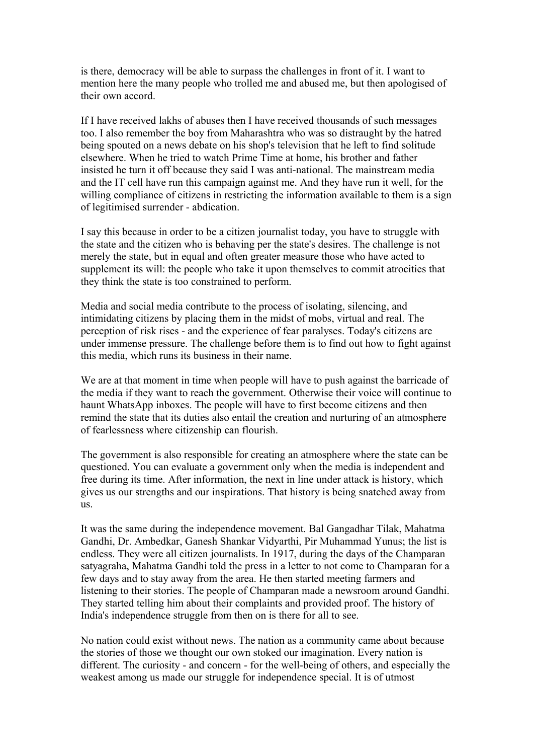is there, democracy will be able to surpass the challenges in front of it. I want to mention here the many people who trolled me and abused me, but then apologised of their own accord.

If I have received lakhs of abuses then I have received thousands of such messages too. I also remember the boy from Maharashtra who was so distraught by the hatred being spouted on a news debate on his shop's television that he left to find solitude elsewhere. When he tried to watch Prime Time at home, his brother and father insisted he turn it off because they said I was anti-national. The mainstream media and the IT cell have run this campaign against me. And they have run it well, for the willing compliance of citizens in restricting the information available to them is a sign of legitimised surrender - abdication.

I say this because in order to be a citizen journalist today, you have to struggle with the state and the citizen who is behaving per the state's desires. The challenge is not merely the state, but in equal and often greater measure those who have acted to supplement its will: the people who take it upon themselves to commit atrocities that they think the state is too constrained to perform.

Media and social media contribute to the process of isolating, silencing, and intimidating citizens by placing them in the midst of mobs, virtual and real. The perception of risk rises - and the experience of fear paralyses. Today's citizens are under immense pressure. The challenge before them is to find out how to fight against this media, which runs its business in their name.

We are at that moment in time when people will have to push against the barricade of the media if they want to reach the government. Otherwise their voice will continue to haunt WhatsApp inboxes. The people will have to first become citizens and then remind the state that its duties also entail the creation and nurturing of an atmosphere of fearlessness where citizenship can flourish.

The government is also responsible for creating an atmosphere where the state can be questioned. You can evaluate a government only when the media is independent and free during its time. After information, the next in line under attack is history, which gives us our strengths and our inspirations. That history is being snatched away from us.

It was the same during the independence movement. Bal Gangadhar Tilak, Mahatma Gandhi, Dr. Ambedkar, Ganesh Shankar Vidyarthi, Pir Muhammad Yunus; the list is endless. They were all citizen journalists. In 1917, during the days of the Champaran satyagraha, Mahatma Gandhi told the press in a letter to not come to Champaran for a few days and to stay away from the area. He then started meeting farmers and listening to their stories. The people of Champaran made a newsroom around Gandhi. They started telling him about their complaints and provided proof. The history of India's independence struggle from then on is there for all to see.

No nation could exist without news. The nation as a community came about because the stories of those we thought our own stoked our imagination. Every nation is different. The curiosity - and concern - for the well-being of others, and especially the weakest among us made our struggle for independence special. It is of utmost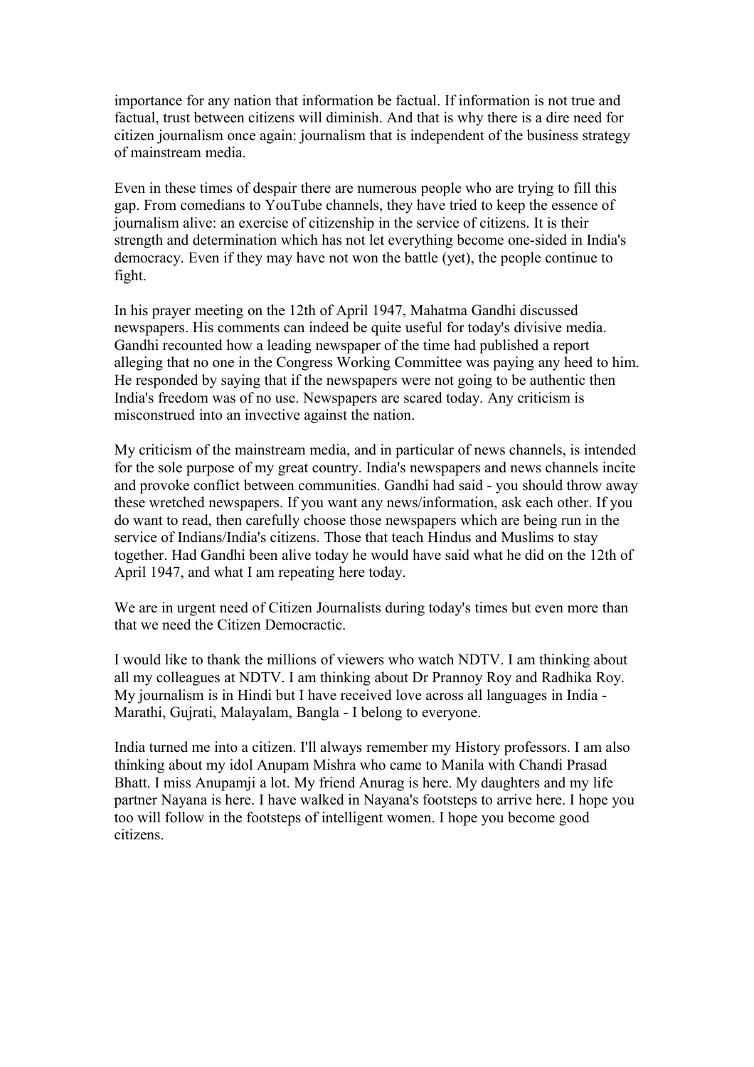importance for any nation that information be factual. If information is not true and factual, trust between citizens will diminish. And that is why there is a dire need for citizen journalism once again: journalism that is independent of the business strategy of mainstream media.

Even in these times of despair there are numerous people who are trying to fill this gap. From comedians to YouTube channels, they have tried to keep the essence of journalism alive: an exercise of citizenship in the service of citizens. It is their strength and determination which has not let everything become one-sided in India's democracy. Even if they may have not won the battle (yet), the people continue to fight.

In his prayer meeting on the 12th of April 1947, Mahatma Gandhi discussed newspapers. His comments can indeed be quite useful for today's divisive media. Gandhi recounted how a leading newspaper of the time had published a report alleging that no one in the Congress Working Committee was paying any heed to him. He responded by saying that if the newspapers were not going to be authentic then India's freedom was of no use. Newspapers are scared today. Any criticism is misconstrued into an invective against the nation.

My criticism of the mainstream media, and in particular of news channels, is intended for the sole purpose of my great country. India's newspapers and news channels incite and provoke conflict between communities. Gandhi had said - you should throw away these wretched newspapers. If you want any news/information, ask each other. If you do want to read, then carefully choose those newspapers which are being run in the service of Indians/India's citizens. Those that teach Hindus and Muslims to stay together. Had Gandhi been alive today he would have said what he did on the 12th of April 1947, and what I am repeating here today.

We are in urgent need of Citizen Journalists during today's times but even more than that we need the Citizen Democractic.

I would like to thank the millions of viewers who watch NDTV. I am thinking about all my colleagues at NDTV. I am thinking about Dr Prannoy Roy and Radhika Roy. My journalism is in Hindi but I have received love across all languages in India - Marathi, Gujrati, Malayalam, Bangla - I belong to everyone.

India turned me into a citizen. I'll always remember my History professors. I am also thinking about my idol Anupam Mishra who came to Manila with Chandi Prasad Bhatt. I miss Anupamji a lot. My friend Anurag is here. My daughters and my life partner Nayana is here. I have walked in Nayana's footsteps to arrive here. I hope you too will follow in the footsteps of intelligent women. I hope you become good citizens.